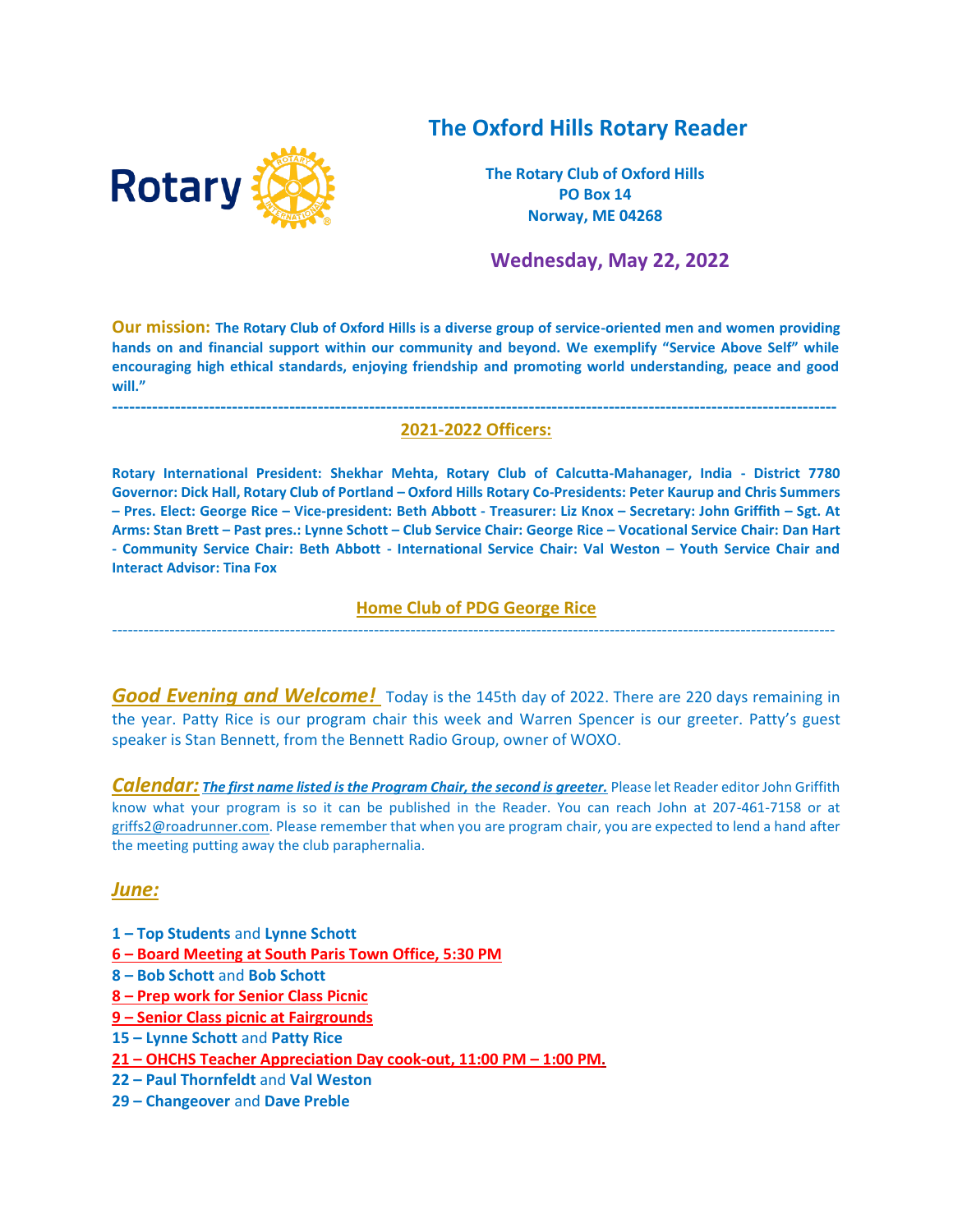# The Oxford Hills Rotary Reader

**The Rotary Club of Oxford Hills**
**PO Box 14**
**Norway, ME 04268**

## Wednesday, May 22, 2022

**Our mission:** **The Rotary Club of Oxford Hills is a diverse group of service-oriented men and women providing hands on and financial support within our community and beyond. We exemplify "Service Above Self" while encouraging high ethical standards, enjoying friendship and promoting world understanding, peace and good will."**

---

## 2021-2022 Officers:

**Rotary International President: Shekhar Mehta, Rotary Club of Calcutta-Mahanager, India - District 7780 Governor: Dick Hall, Rotary Club of Portland – Oxford Hills Rotary Co-Presidents: Peter Kaurup and Chris Summers – Pres. Elect: George Rice – Vice-president: Beth Abbott - Treasurer: Liz Knox – Secretary: John Griffith – Sgt. At Arms: Stan Brett – Past pres.: Lynne Schott – Club Service Chair: George Rice – Vocational Service Chair: Dan Hart - Community Service Chair: Beth Abbott - International Service Chair: Val Weston – Youth Service Chair and Interact Advisor: Tina Fox**

## Home Club of PDG George Rice

---

***Good Evening and Welcome!*** Today is the 145th day of 2022. There are 220 days remaining in the year. Patty Rice is our program chair this week and Warren Spencer is our greeter. Patty's guest speaker is Stan Bennett, from the Bennett Radio Group, owner of WOXO.

***Calendar:*** ***The first name listed is the Program Chair, the second is greeter.*** Please let Reader editor John Griffith know what your program is so it can be published in the Reader. You can reach John at 207-461-7158 or at griffs2@roadrunner.com. Please remember that when you are program chair, you are expected to lend a hand after the meeting putting away the club paraphernalia.

### *June:*

**1 – Top Students** and **Lynne Schott**
**6 – Board Meeting at South Paris Town Office, 5:30 PM**
**8 – Bob Schott** and **Bob Schott**
**8 – Prep work for Senior Class Picnic**
**9 – Senior Class picnic at Fairgrounds**
**15 – Lynne Schott** and **Patty Rice**
**21 – OHCHS Teacher Appreciation Day cook-out, 11:00 PM – 1:00 PM.**
**22 – Paul Thornfeldt** and **Val Weston**
**29 – Changeover** and **Dave Preble**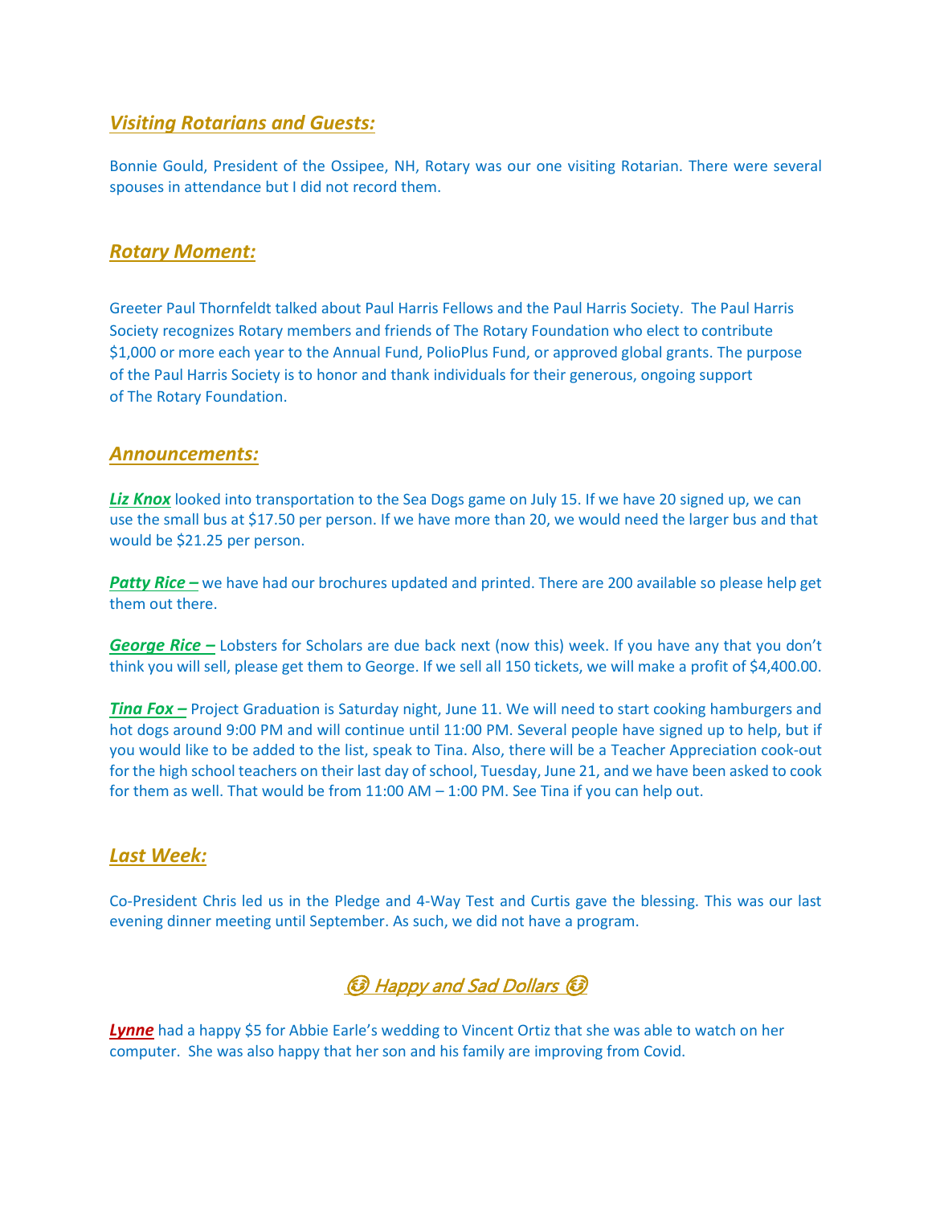## ***Visiting Rotarians and Guests:***

Bonnie Gould, President of the Ossipee, NH, Rotary was our one visiting Rotarian. There were several spouses in attendance but I did not record them.

## ***Rotary Moment:***

Greeter Paul Thornfeldt talked about Paul Harris Fellows and the Paul Harris Society. The Paul Harris Society recognizes Rotary members and friends of The Rotary Foundation who elect to contribute $1,000 or more each year to the Annual Fund, PolioPlus Fund, or approved global grants. The purpose of the Paul Harris Society is to honor and thank individuals for their generous, ongoing support of The Rotary Foundation.

## ***Announcements:***

***Liz Knox*** looked into transportation to the Sea Dogs game on July 15. If we have 20 signed up, we can use the small bus at $17.50 per person. If we have more than 20, we would need the larger bus and that would be $21.25 per person.

***Patty Rice –*** we have had our brochures updated and printed. There are 200 available so please help get them out there.

***George Rice –*** Lobsters for Scholars are due back next (now this) week. If you have any that you don't think you will sell, please get them to George. If we sell all 150 tickets, we will make a profit of $4,400.00.

***Tina Fox –*** Project Graduation is Saturday night, June 11. We will need to start cooking hamburgers and hot dogs around 9:00 PM and will continue until 11:00 PM. Several people have signed up to help, but if you would like to be added to the list, speak to Tina. Also, there will be a Teacher Appreciation cook-out for the high school teachers on their last day of school, Tuesday, June 21, and we have been asked to cook for them as well. That would be from 11:00 AM – 1:00 PM. See Tina if you can help out.

## ***Last Week:***

Co-President Chris led us in the Pledge and 4-Way Test and Curtis gave the blessing. This was our last evening dinner meeting until September. As such, we did not have a program.

## *😂 Happy and Sad Dollars 😂*

***Lynne*** had a happy $5 for Abbie Earle's wedding to Vincent Ortiz that she was able to watch on her computer. She was also happy that her son and his family are improving from Covid.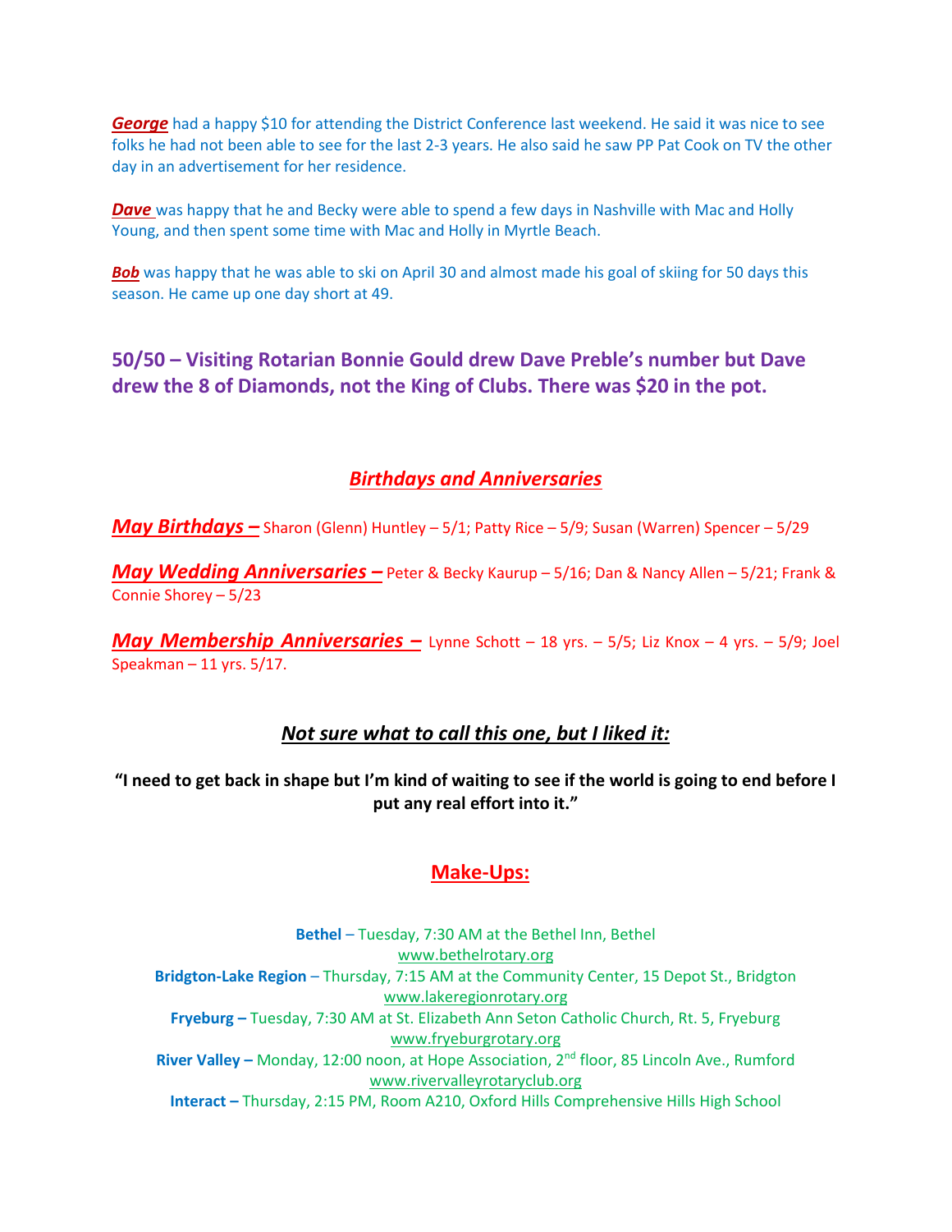***George*** had a happy $10 for attending the District Conference last weekend. He said it was nice to see folks he had not been able to see for the last 2-3 years. He also said he saw PP Pat Cook on TV the other day in an advertisement for her residence.

***Dave*** was happy that he and Becky were able to spend a few days in Nashville with Mac and Holly Young, and then spent some time with Mac and Holly in Myrtle Beach.

***Bob*** was happy that he was able to ski on April 30 and almost made his goal of skiing for 50 days this season. He came up one day short at 49.

**50/50 – Visiting Rotarian Bonnie Gould drew Dave Preble's number but Dave drew the 8 of Diamonds, not the King of Clubs. There was $20 in the pot.**

## ***Birthdays and Anniversaries***

***May Birthdays –*** Sharon (Glenn) Huntley – 5/1; Patty Rice – 5/9; Susan (Warren) Spencer – 5/29

***May Wedding Anniversaries –*** Peter & Becky Kaurup – 5/16; Dan & Nancy Allen – 5/21; Frank & Connie Shorey – 5/23

***May Membership Anniversaries –*** Lynne Schott – 18 yrs. – 5/5; Liz Knox – 4 yrs. – 5/9; Joel Speakman – 11 yrs. 5/17.

## ***Not sure what to call this one, but I liked it:***

**"I need to get back in shape but I'm kind of waiting to see if the world is going to end before I put any real effort into it."**

## **Make-Ups:**

**Bethel** – Tuesday, 7:30 AM at the Bethel Inn, Bethel
www.bethelrotary.org

**Bridgton-Lake Region** – Thursday, 7:15 AM at the Community Center, 15 Depot St., Bridgton
www.lakeregionrotary.org

**Fryeburg –** Tuesday, 7:30 AM at St. Elizabeth Ann Seton Catholic Church, Rt. 5, Fryeburg
www.fryeburgrotary.org

**River Valley –** Monday, 12:00 noon, at Hope Association, 2nd floor, 85 Lincoln Ave., Rumford
www.rivervalleyrotaryclub.org

**Interact –** Thursday, 2:15 PM, Room A210, Oxford Hills Comprehensive Hills High School